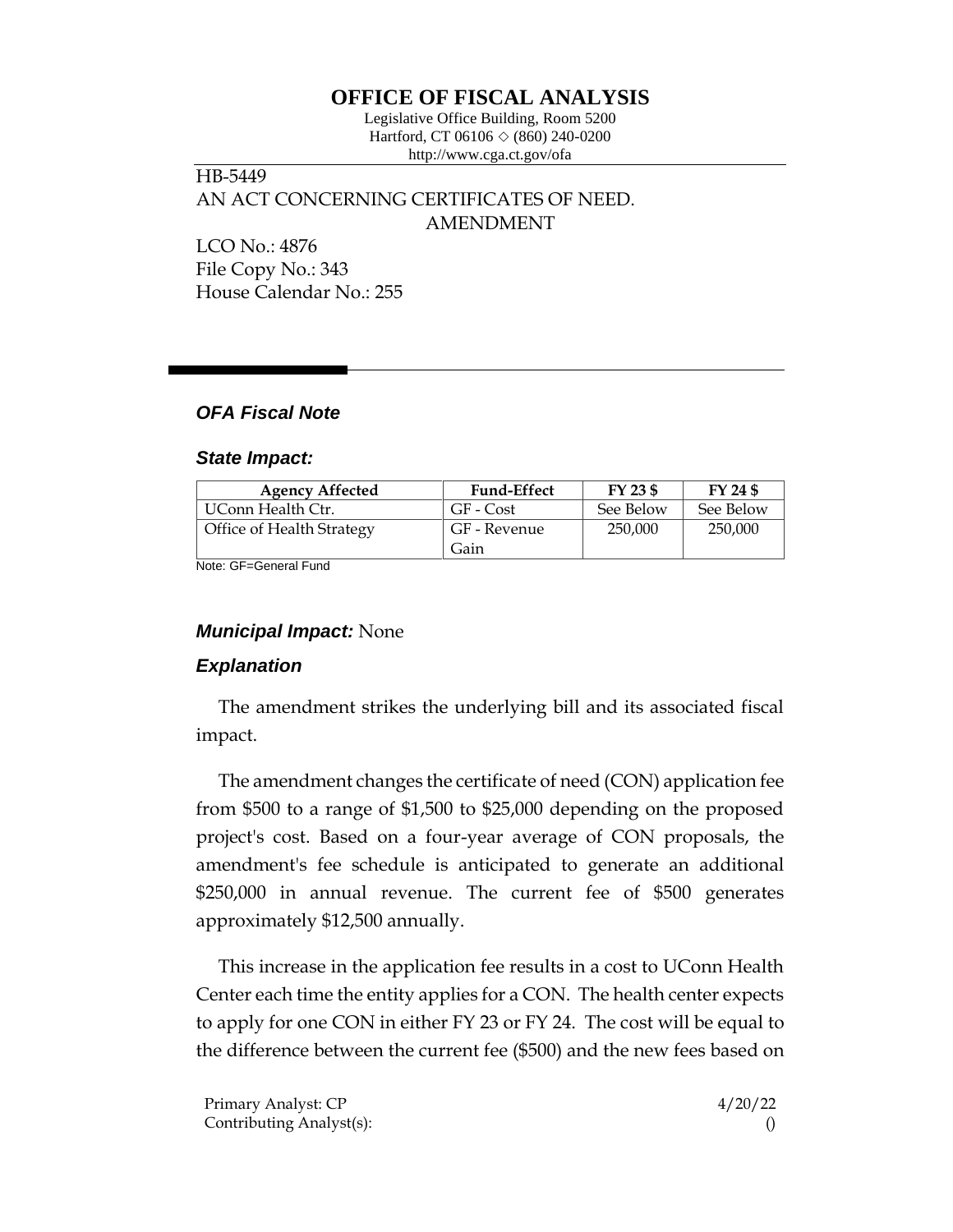# OFFICE OF FISCAL ANALYSIS

Legislative Office Building, Room 5200
Hartford, CT 06106 ◇ (860) 240-0200
http://www.cga.ct.gov/ofa

HB-5449
AN ACT CONCERNING CERTIFICATES OF NEED.
AMENDMENT

LCO No.: 4876
File Copy No.: 343
House Calendar No.: 255

## *OFA Fiscal Note*

### *State Impact:*

| Agency Affected | Fund-Effect | FY 23 $ | FY 24 $ |
|---|---|---|---|
| UConn Health Ctr. | GF - Cost | See Below | See Below |
| Office of Health Strategy | GF - Revenue Gain | 250,000 | 250,000 |

Note: GF=General Fund

### *Municipal Impact:* None

### *Explanation*

The amendment strikes the underlying bill and its associated fiscal impact.

The amendment changes the certificate of need (CON) application fee from $500 to a range of $1,500 to $25,000 depending on the proposed project's cost. Based on a four-year average of CON proposals, the amendment's fee schedule is anticipated to generate an additional $250,000 in annual revenue. The current fee of $500 generates approximately $12,500 annually.

This increase in the application fee results in a cost to UConn Health Center each time the entity applies for a CON. The health center expects to apply for one CON in either FY 23 or FY 24. The cost will be equal to the difference between the current fee ($500) and the new fees based on

Primary Analyst: CP
Contributing Analyst(s):

4/20/22
()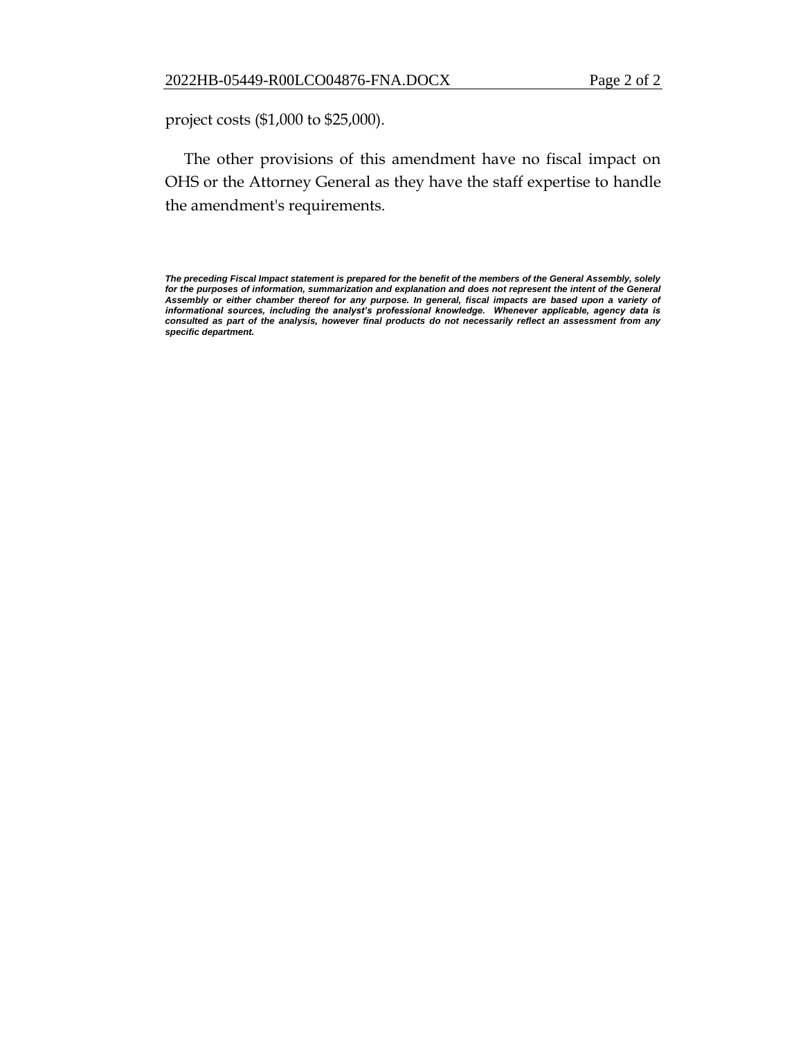project costs ($1,000 to $25,000).

The other provisions of this amendment have no fiscal impact on OHS or the Attorney General as they have the staff expertise to handle the amendment's requirements.

***The preceding Fiscal Impact statement is prepared for the benefit of the members of the General Assembly, solely for the purposes of information, summarization and explanation and does not represent the intent of the General Assembly or either chamber thereof for any purpose. In general, fiscal impacts are based upon a variety of informational sources, including the analyst's professional knowledge. Whenever applicable, agency data is consulted as part of the analysis, however final products do not necessarily reflect an assessment from any specific department.***